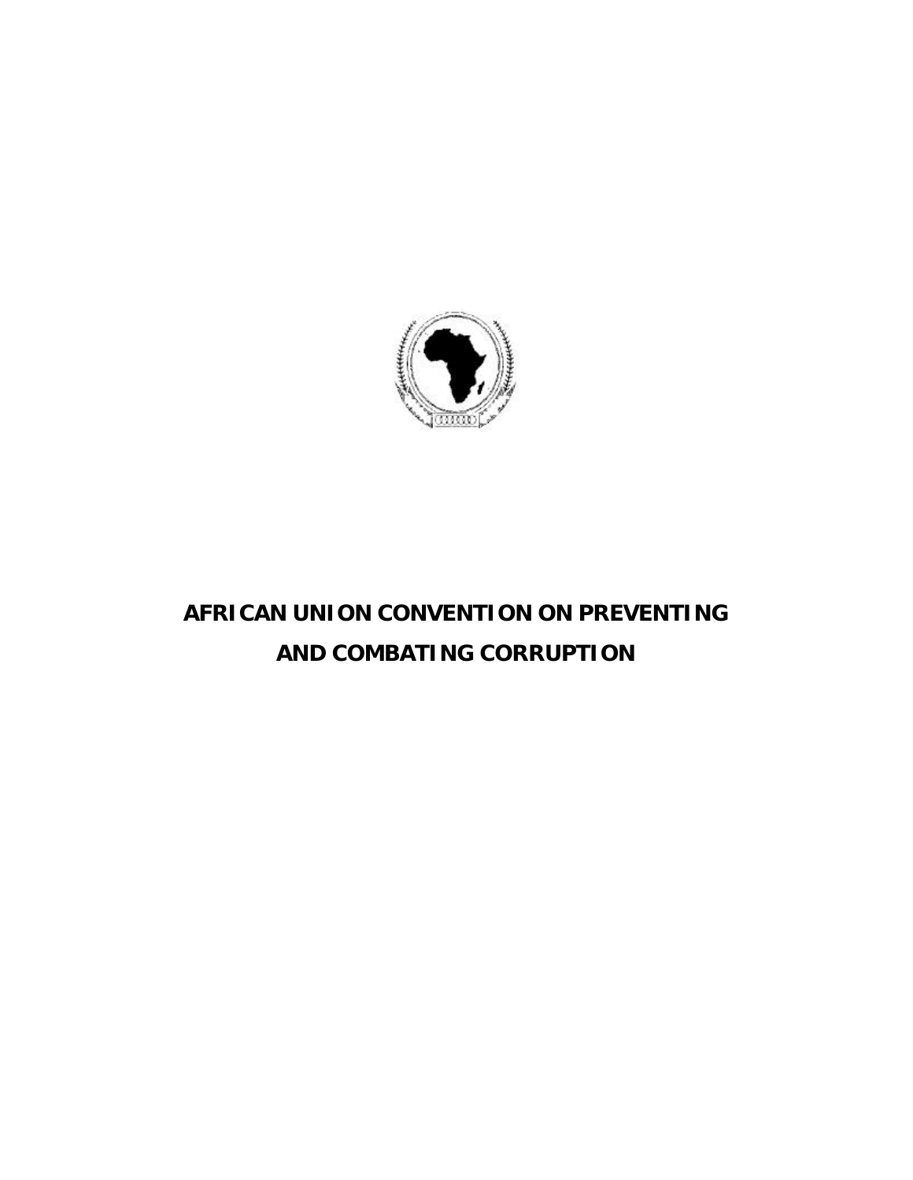# AFRICAN UNION CONVENTION ON PREVENTING AND COMBATING CORRUPTION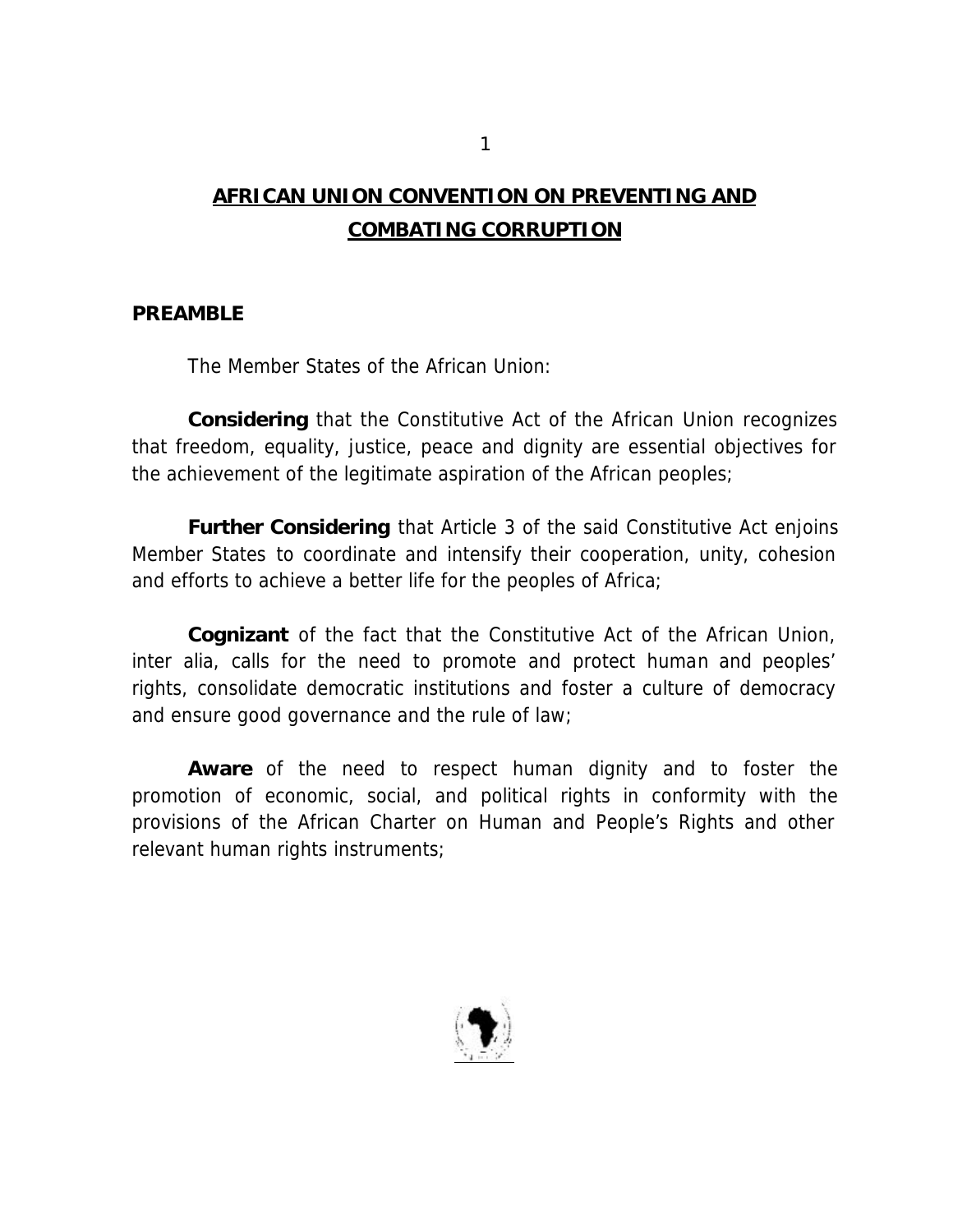# AFRICAN UNION CONVENTION ON PREVENTING AND COMBATING CORRUPTION

## PREAMBLE

The Member States of the African Union:

**Considering** that the Constitutive Act of the African Union recognizes that freedom, equality, justice, peace and dignity are essential objectives for the achievement of the legitimate aspiration of the African peoples;

**Further Considering** that Article 3 of the said Constitutive Act enjoins Member States to coordinate and intensify their cooperation, unity, cohesion and efforts to achieve a better life for the peoples of Africa;

**Cognizant** of the fact that the Constitutive Act of the African Union, inter alia, calls for the need to promote and protect human and peoples' rights, consolidate democratic institutions and foster a culture of democracy and ensure good governance and the rule of law;

**Aware** of the need to respect human dignity and to foster the promotion of economic, social, and political rights in conformity with the provisions of the African Charter on Human and People's Rights and other relevant human rights instruments;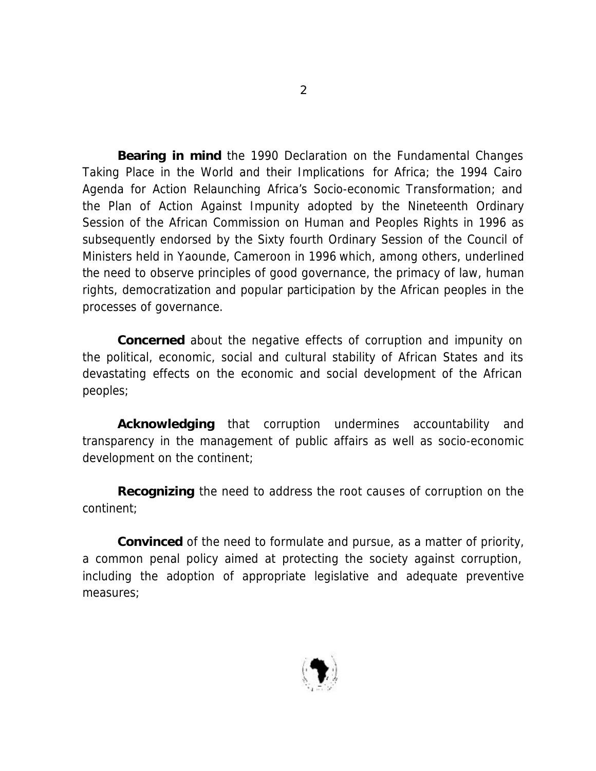**Bearing in mind** the 1990 Declaration on the Fundamental Changes Taking Place in the World and their Implications for Africa; the 1994 Cairo Agenda for Action Relaunching Africa's Socio-economic Transformation; and the Plan of Action Against Impunity adopted by the Nineteenth Ordinary Session of the African Commission on Human and Peoples Rights in 1996 as subsequently endorsed by the Sixty fourth Ordinary Session of the Council of Ministers held in Yaounde, Cameroon in 1996 which, among others, underlined the need to observe principles of good governance, the primacy of law, human rights, democratization and popular participation by the African peoples in the processes of governance.

**Concerned** about the negative effects of corruption and impunity on the political, economic, social and cultural stability of African States and its devastating effects on the economic and social development of the African peoples;

**Acknowledging** that corruption undermines accountability and transparency in the management of public affairs as well as socio-economic development on the continent;

**Recognizing** the need to address the root causes of corruption on the continent;

**Convinced** of the need to formulate and pursue, as a matter of priority, a common penal policy aimed at protecting the society against corruption, including the adoption of appropriate legislative and adequate preventive measures;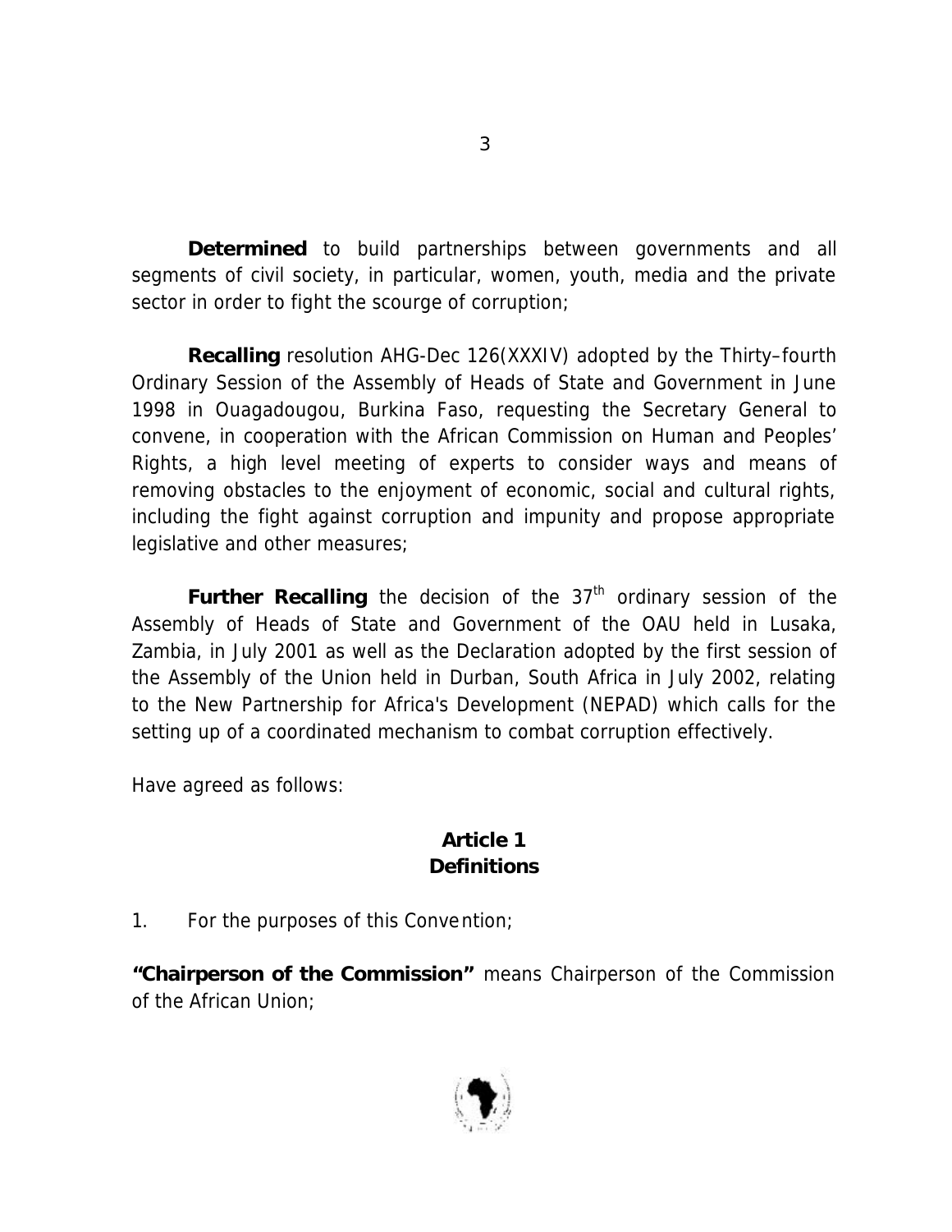**Determined** to build partnerships between governments and all segments of civil society, in particular, women, youth, media and the private sector in order to fight the scourge of corruption;

**Recalling** resolution AHG-Dec 126(XXXIV) adopted by the Thirty–fourth Ordinary Session of the Assembly of Heads of State and Government in June 1998 in Ouagadougou, Burkina Faso, requesting the Secretary General to convene, in cooperation with the African Commission on Human and Peoples' Rights, a high level meeting of experts to consider ways and means of removing obstacles to the enjoyment of economic, social and cultural rights, including the fight against corruption and impunity and propose appropriate legislative and other measures;

**Further Recalling** the decision of the 37th ordinary session of the Assembly of Heads of State and Government of the OAU held in Lusaka, Zambia, in July 2001 as well as the Declaration adopted by the first session of the Assembly of the Union held in Durban, South Africa in July 2002, relating to the New Partnership for Africa's Development (NEPAD) which calls for the setting up of a coordinated mechanism to combat corruption effectively.

Have agreed as follows:

## Article 1
## Definitions

1. For the purposes of this Convention;

**"Chairperson of the Commission"** means Chairperson of the Commission of the African Union;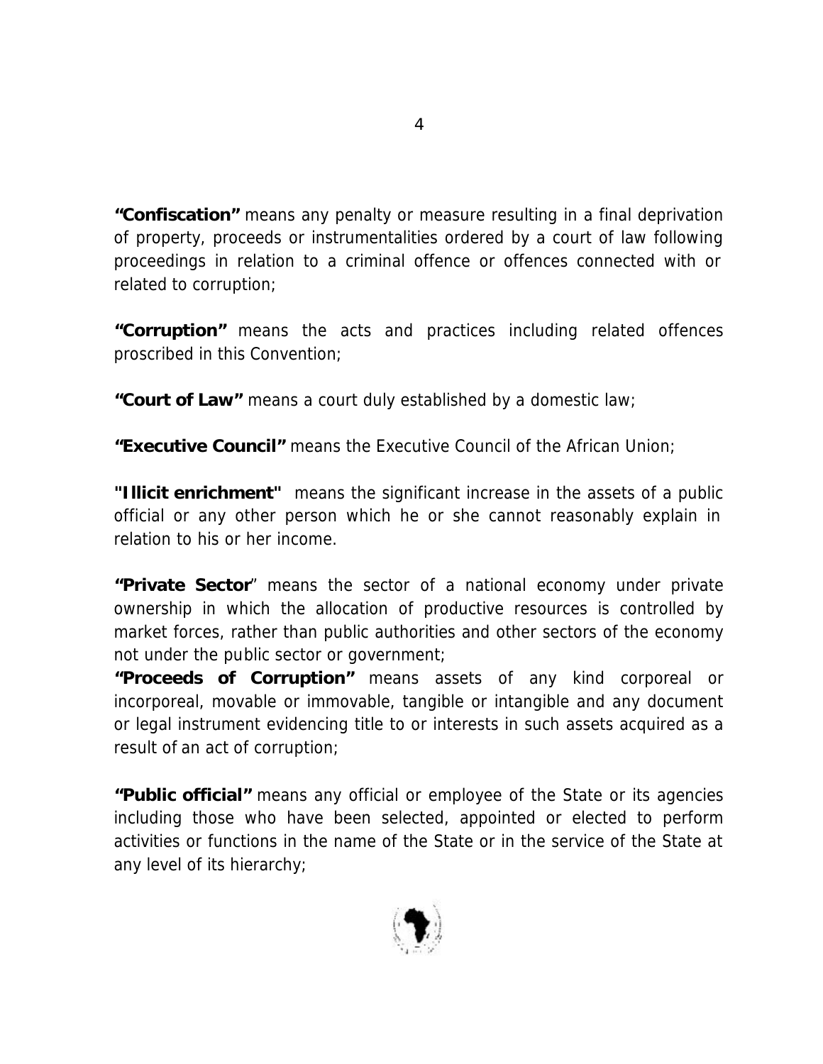**"Confiscation"** means any penalty or measure resulting in a final deprivation of property, proceeds or instrumentalities ordered by a court of law following proceedings in relation to a criminal offence or offences connected with or related to corruption;

**"Corruption"** means the acts and practices including related offences proscribed in this Convention;

**"Court of Law"** means a court duly established by a domestic law;

**"Executive Council"** means the Executive Council of the African Union;

**"Illicit enrichment"** means the significant increase in the assets of a public official or any other person which he or she cannot reasonably explain in relation to his or her income.

**"Private Sector"** means the sector of a national economy under private ownership in which the allocation of productive resources is controlled by market forces, rather than public authorities and other sectors of the economy not under the public sector or government;

**"Proceeds of Corruption"** means assets of any kind corporeal or incorporeal, movable or immovable, tangible or intangible and any document or legal instrument evidencing title to or interests in such assets acquired as a result of an act of corruption;

**"Public official"** means any official or employee of the State or its agencies including those who have been selected, appointed or elected to perform activities or functions in the name of the State or in the service of the State at any level of its hierarchy;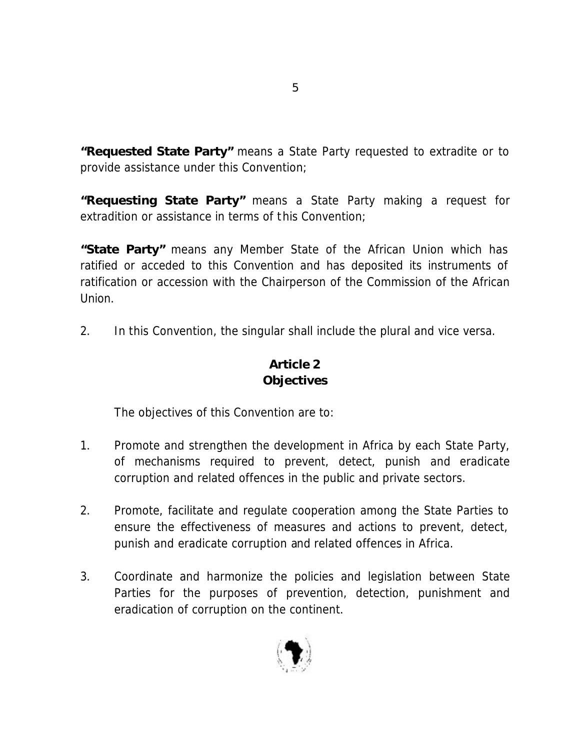**"Requested State Party"** means a State Party requested to extradite or to provide assistance under this Convention;

**"Requesting State Party"** means a State Party making a request for extradition or assistance in terms of this Convention;

**"State Party"** means any Member State of the African Union which has ratified or acceded to this Convention and has deposited its instruments of ratification or accession with the Chairperson of the Commission of the African Union.

2. In this Convention, the singular shall include the plural and vice versa.

## Article 2
## Objectives

The objectives of this Convention are to:

1. Promote and strengthen the development in Africa by each State Party, of mechanisms required to prevent, detect, punish and eradicate corruption and related offences in the public and private sectors.

2. Promote, facilitate and regulate cooperation among the State Parties to ensure the effectiveness of measures and actions to prevent, detect, punish and eradicate corruption and related offences in Africa.

3. Coordinate and harmonize the policies and legislation between State Parties for the purposes of prevention, detection, punishment and eradication of corruption on the continent.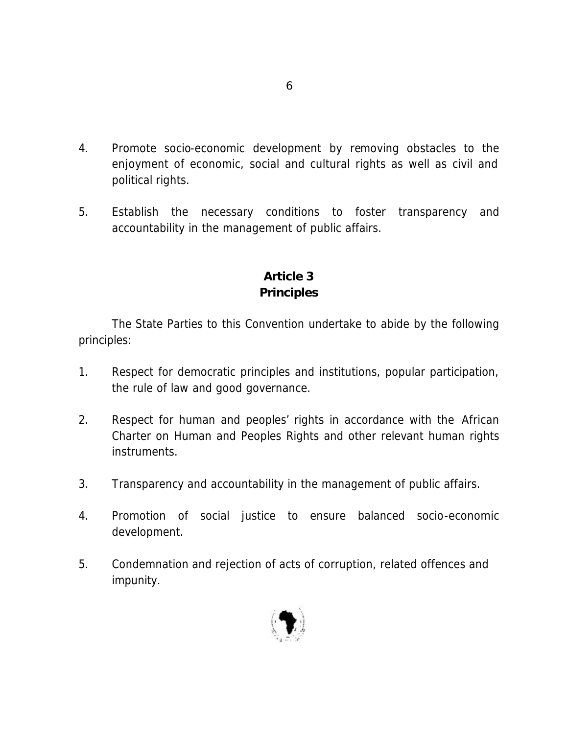4. Promote socio-economic development by removing obstacles to the enjoyment of economic, social and cultural rights as well as civil and political rights.

5. Establish the necessary conditions to foster transparency and accountability in the management of public affairs.

## Article 3
## Principles

The State Parties to this Convention undertake to abide by the following principles:

1. Respect for democratic principles and institutions, popular participation, the rule of law and good governance.

2. Respect for human and peoples' rights in accordance with the African Charter on Human and Peoples Rights and other relevant human rights instruments.

3. Transparency and accountability in the management of public affairs.

4. Promotion of social justice to ensure balanced socio-economic development.

5. Condemnation and rejection of acts of corruption, related offences and impunity.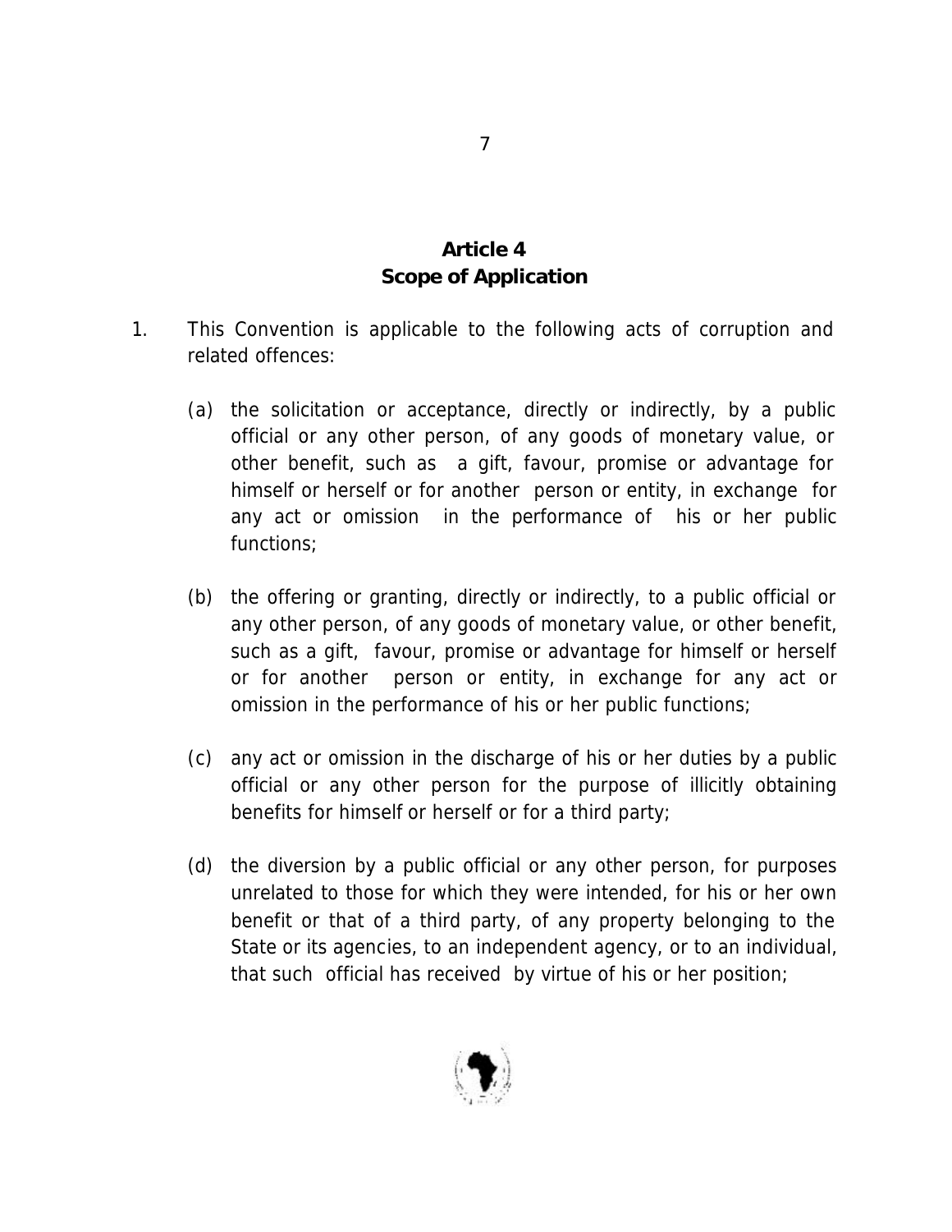## Article 4
## Scope of Application

1. This Convention is applicable to the following acts of corruption and related offences:

   (a) the solicitation or acceptance, directly or indirectly, by a public official or any other person, of any goods of monetary value, or other benefit, such as a gift, favour, promise or advantage for himself or herself or for another person or entity, in exchange for any act or omission in the performance of his or her public functions;

   (b) the offering or granting, directly or indirectly, to a public official or any other person, of any goods of monetary value, or other benefit, such as a gift, favour, promise or advantage for himself or herself or for another person or entity, in exchange for any act or omission in the performance of his or her public functions;

   (c) any act or omission in the discharge of his or her duties by a public official or any other person for the purpose of illicitly obtaining benefits for himself or herself or for a third party;

   (d) the diversion by a public official or any other person, for purposes unrelated to those for which they were intended, for his or her own benefit or that of a third party, of any property belonging to the State or its agencies, to an independent agency, or to an individual, that such official has received by virtue of his or her position;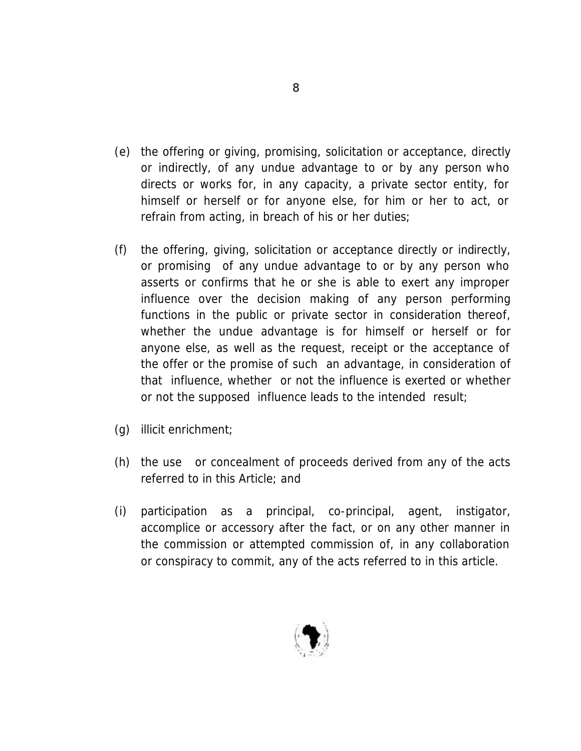(e) the offering or giving, promising, solicitation or acceptance, directly or indirectly, of any undue advantage to or by any person who directs or works for, in any capacity, a private sector entity, for himself or herself or for anyone else, for him or her to act, or refrain from acting, in breach of his or her duties;

(f) the offering, giving, solicitation or acceptance directly or indirectly, or promising of any undue advantage to or by any person who asserts or confirms that he or she is able to exert any improper influence over the decision making of any person performing functions in the public or private sector in consideration thereof, whether the undue advantage is for himself or herself or for anyone else, as well as the request, receipt or the acceptance of the offer or the promise of such an advantage, in consideration of that influence, whether or not the influence is exerted or whether or not the supposed influence leads to the intended result;

(g) illicit enrichment;

(h) the use or concealment of proceeds derived from any of the acts referred to in this Article; and

(i) participation as a principal, co-principal, agent, instigator, accomplice or accessory after the fact, or on any other manner in the commission or attempted commission of, in any collaboration or conspiracy to commit, any of the acts referred to in this article.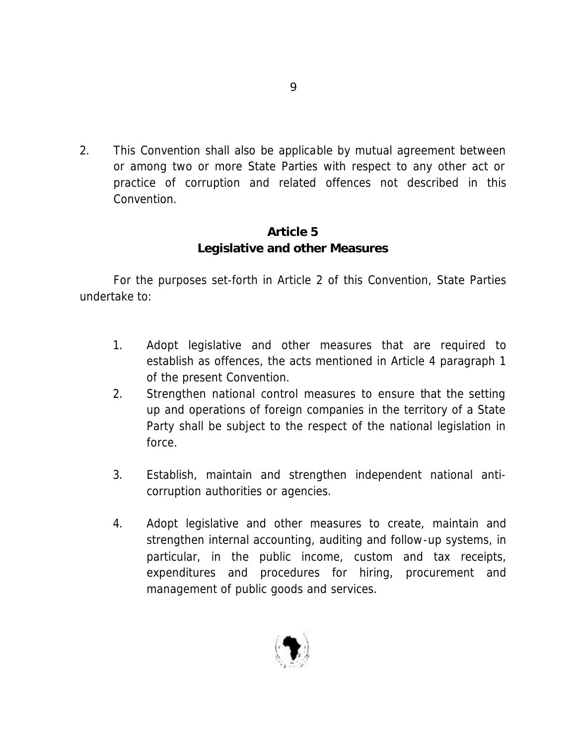2. This Convention shall also be applicable by mutual agreement between or among two or more State Parties with respect to any other act or practice of corruption and related offences not described in this Convention.

## Article 5
## Legislative and other Measures

For the purposes set-forth in Article 2 of this Convention, State Parties undertake to:

1. Adopt legislative and other measures that are required to establish as offences, the acts mentioned in Article 4 paragraph 1 of the present Convention.
2. Strengthen national control measures to ensure that the setting up and operations of foreign companies in the territory of a State Party shall be subject to the respect of the national legislation in force.
3. Establish, maintain and strengthen independent national anti-corruption authorities or agencies.
4. Adopt legislative and other measures to create, maintain and strengthen internal accounting, auditing and follow-up systems, in particular, in the public income, custom and tax receipts, expenditures and procedures for hiring, procurement and management of public goods and services.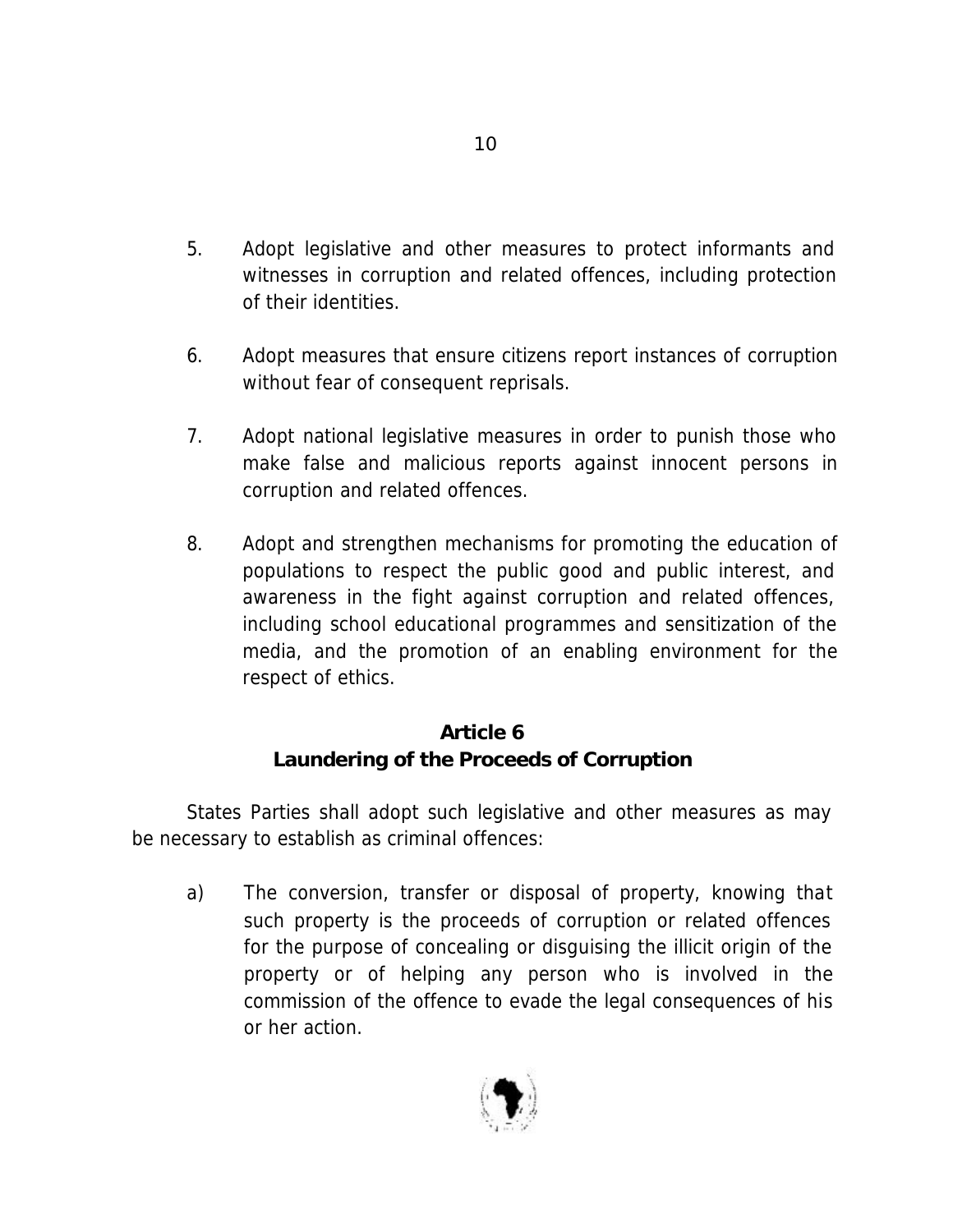5. Adopt legislative and other measures to protect informants and witnesses in corruption and related offences, including protection of their identities.

6. Adopt measures that ensure citizens report instances of corruption without fear of consequent reprisals.

7. Adopt national legislative measures in order to punish those who make false and malicious reports against innocent persons in corruption and related offences.

8. Adopt and strengthen mechanisms for promoting the education of populations to respect the public good and public interest, and awareness in the fight against corruption and related offences, including school educational programmes and sensitization of the media, and the promotion of an enabling environment for the respect of ethics.

## Article 6
## Laundering of the Proceeds of Corruption

States Parties shall adopt such legislative and other measures as may be necessary to establish as criminal offences:

a) The conversion, transfer or disposal of property, knowing that such property is the proceeds of corruption or related offences for the purpose of concealing or disguising the illicit origin of the property or of helping any person who is involved in the commission of the offence to evade the legal consequences of his or her action.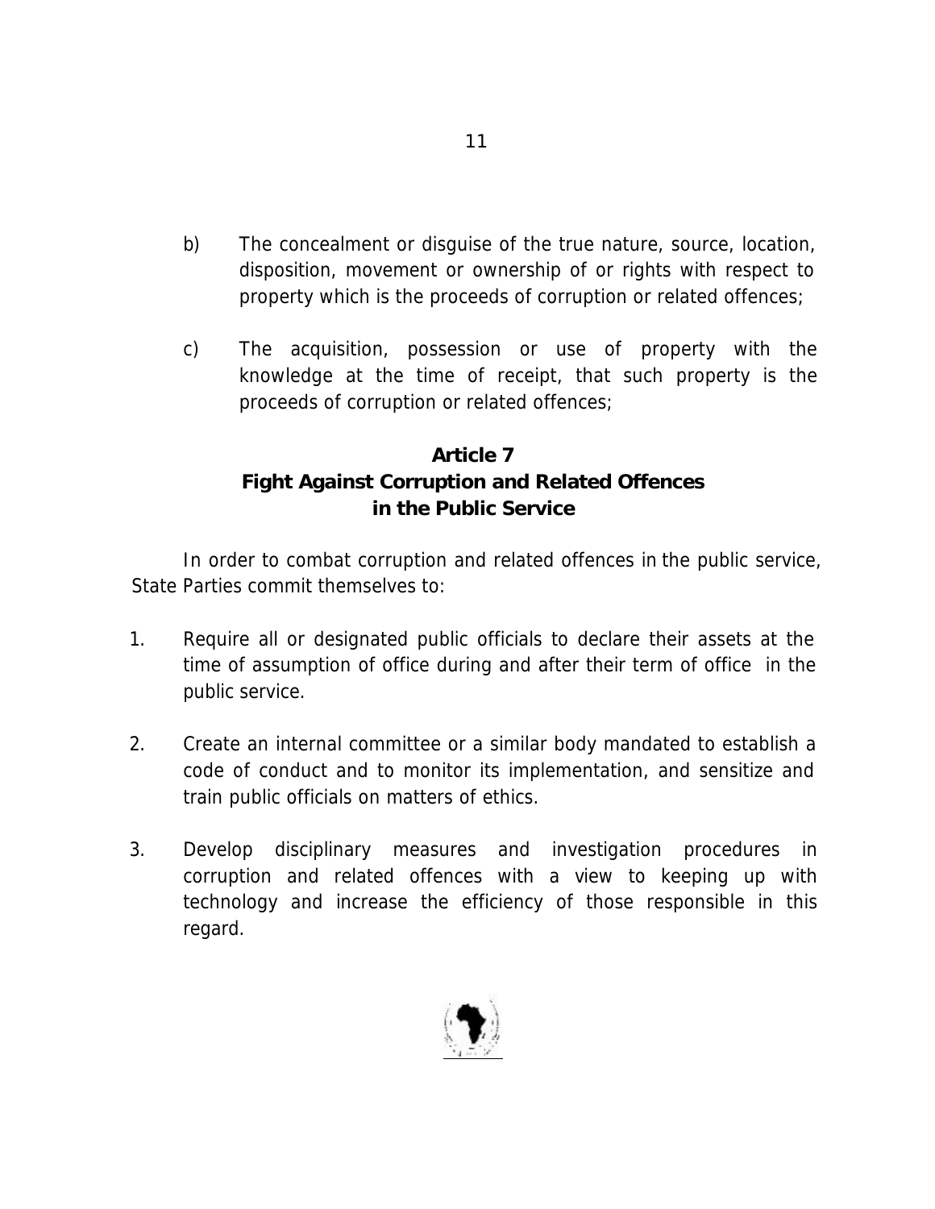b) The concealment or disguise of the true nature, source, location, disposition, movement or ownership of or rights with respect to property which is the proceeds of corruption or related offences;

c) The acquisition, possession or use of property with the knowledge at the time of receipt, that such property is the proceeds of corruption or related offences;

## Article 7
## Fight Against Corruption and Related Offences in the Public Service

In order to combat corruption and related offences in the public service, State Parties commit themselves to:

1. Require all or designated public officials to declare their assets at the time of assumption of office during and after their term of office in the public service.

2. Create an internal committee or a similar body mandated to establish a code of conduct and to monitor its implementation, and sensitize and train public officials on matters of ethics.

3. Develop disciplinary measures and investigation procedures in corruption and related offences with a view to keeping up with technology and increase the efficiency of those responsible in this regard.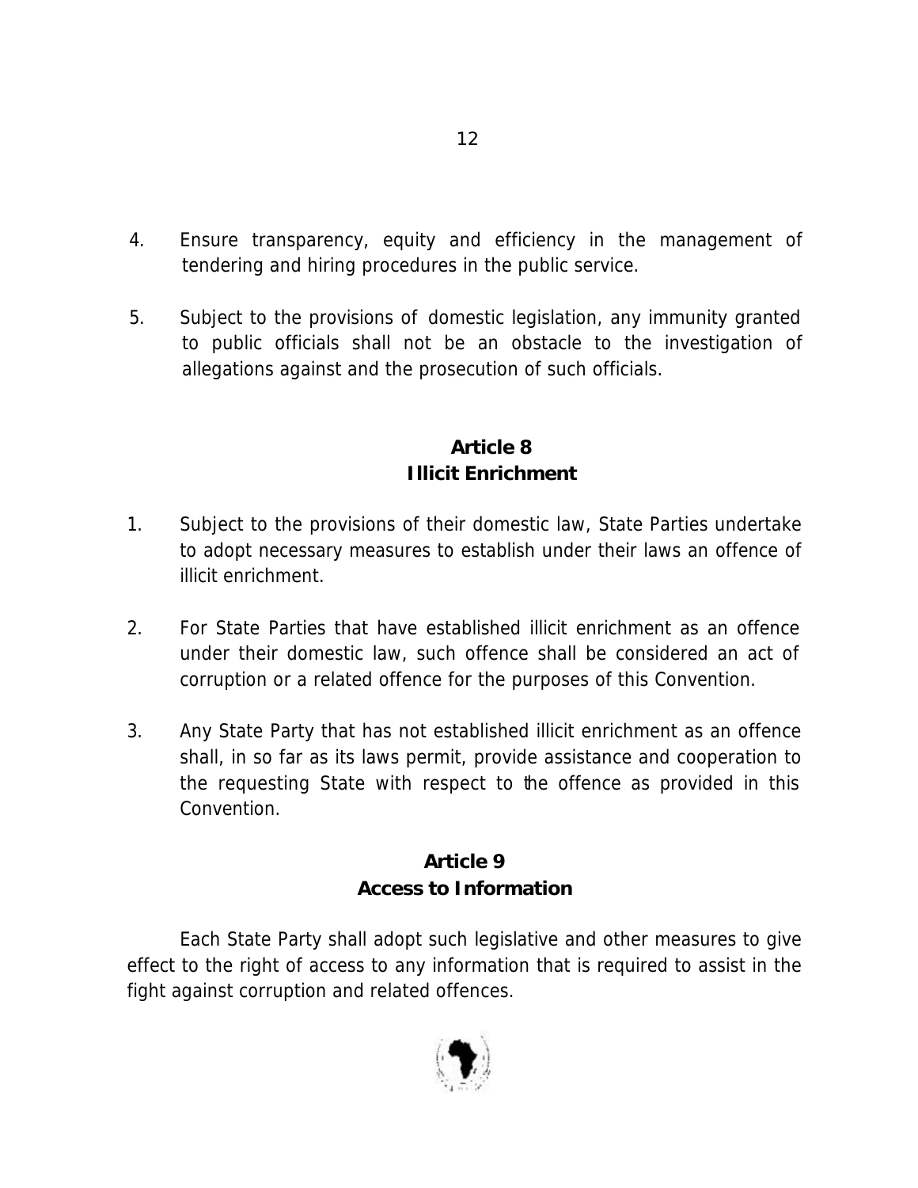4. Ensure transparency, equity and efficiency in the management of tendering and hiring procedures in the public service.

5. Subject to the provisions of domestic legislation, any immunity granted to public officials shall not be an obstacle to the investigation of allegations against and the prosecution of such officials.

## Article 8
## Illicit Enrichment

1. Subject to the provisions of their domestic law, State Parties undertake to adopt necessary measures to establish under their laws an offence of illicit enrichment.

2. For State Parties that have established illicit enrichment as an offence under their domestic law, such offence shall be considered an act of corruption or a related offence for the purposes of this Convention.

3. Any State Party that has not established illicit enrichment as an offence shall, in so far as its laws permit, provide assistance and cooperation to the requesting State with respect to the offence as provided in this Convention.

## Article 9
## Access to Information

Each State Party shall adopt such legislative and other measures to give effect to the right of access to any information that is required to assist in the fight against corruption and related offences.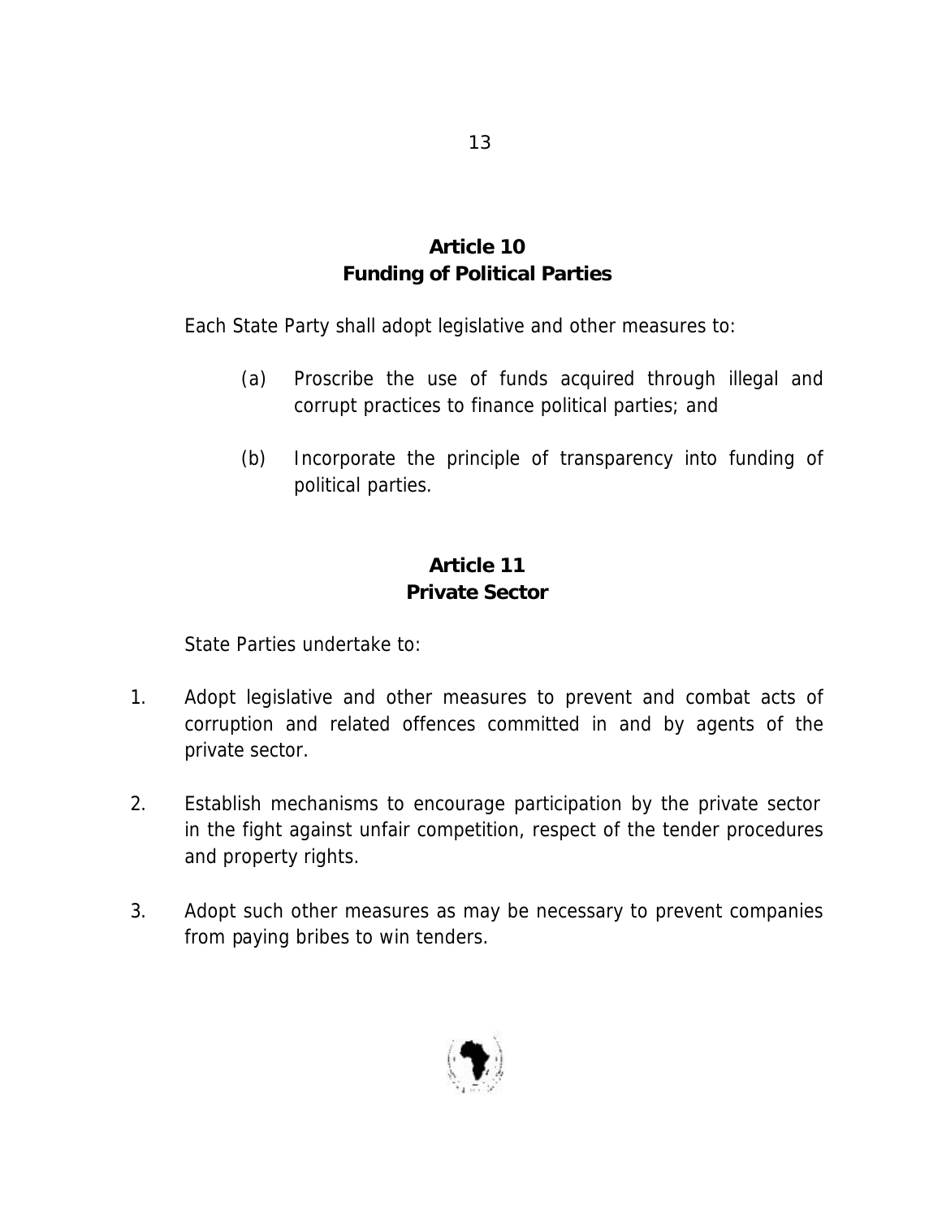## Article 10
## Funding of Political Parties

Each State Party shall adopt legislative and other measures to:

(a) Proscribe the use of funds acquired through illegal and corrupt practices to finance political parties; and

(b) Incorporate the principle of transparency into funding of political parties.

## Article 11
## Private Sector

State Parties undertake to:

1. Adopt legislative and other measures to prevent and combat acts of corruption and related offences committed in and by agents of the private sector.

2. Establish mechanisms to encourage participation by the private sector in the fight against unfair competition, respect of the tender procedures and property rights.

3. Adopt such other measures as may be necessary to prevent companies from paying bribes to win tenders.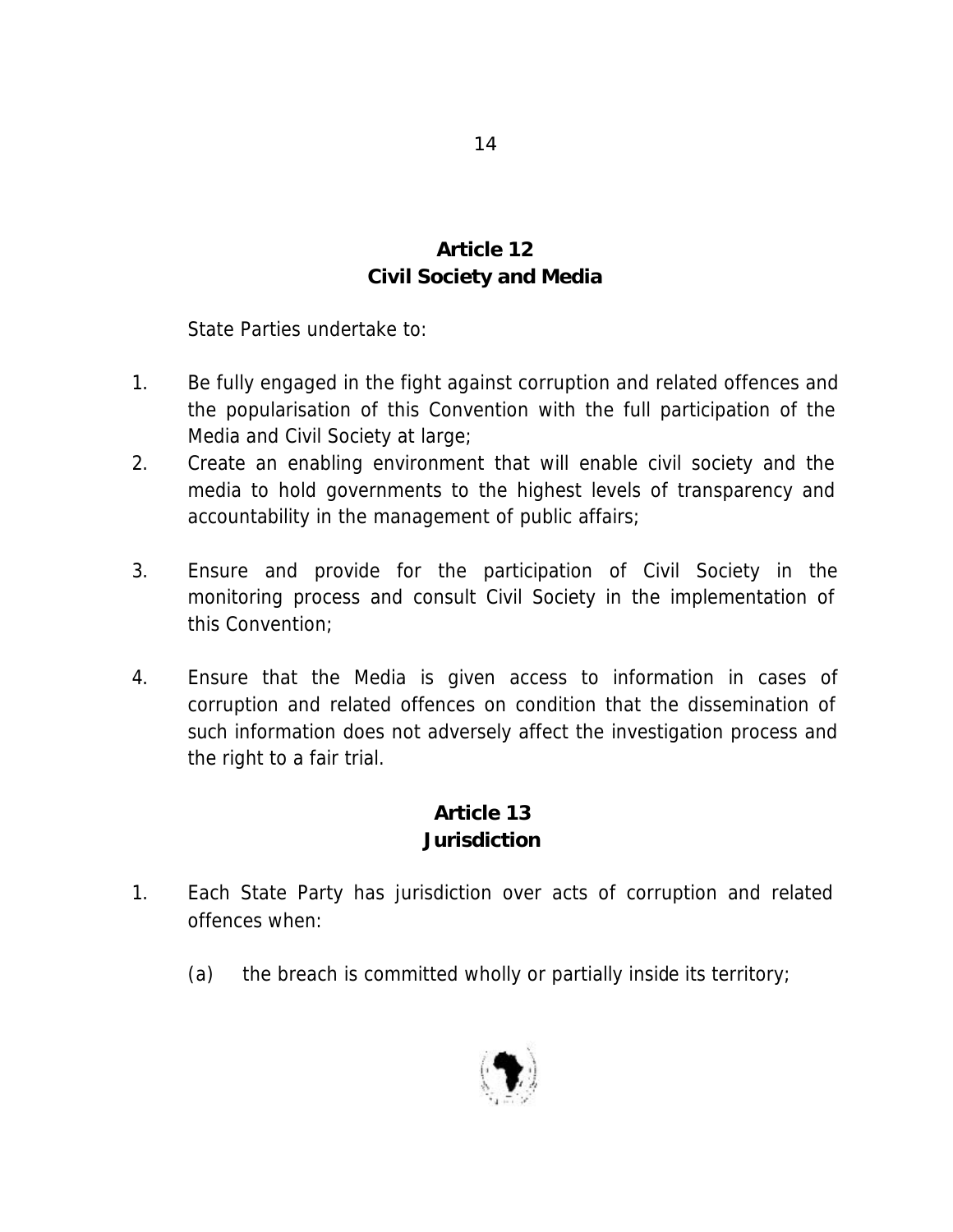## Article 12
## Civil Society and Media

State Parties undertake to:

1. Be fully engaged in the fight against corruption and related offences and the popularisation of this Convention with the full participation of the Media and Civil Society at large;
2. Create an enabling environment that will enable civil society and the media to hold governments to the highest levels of transparency and accountability in the management of public affairs;
3. Ensure and provide for the participation of Civil Society in the monitoring process and consult Civil Society in the implementation of this Convention;
4. Ensure that the Media is given access to information in cases of corruption and related offences on condition that the dissemination of such information does not adversely affect the investigation process and the right to a fair trial.

## Article 13
## Jurisdiction

1. Each State Party has jurisdiction over acts of corruption and related offences when:

   (a) the breach is committed wholly or partially inside its territory;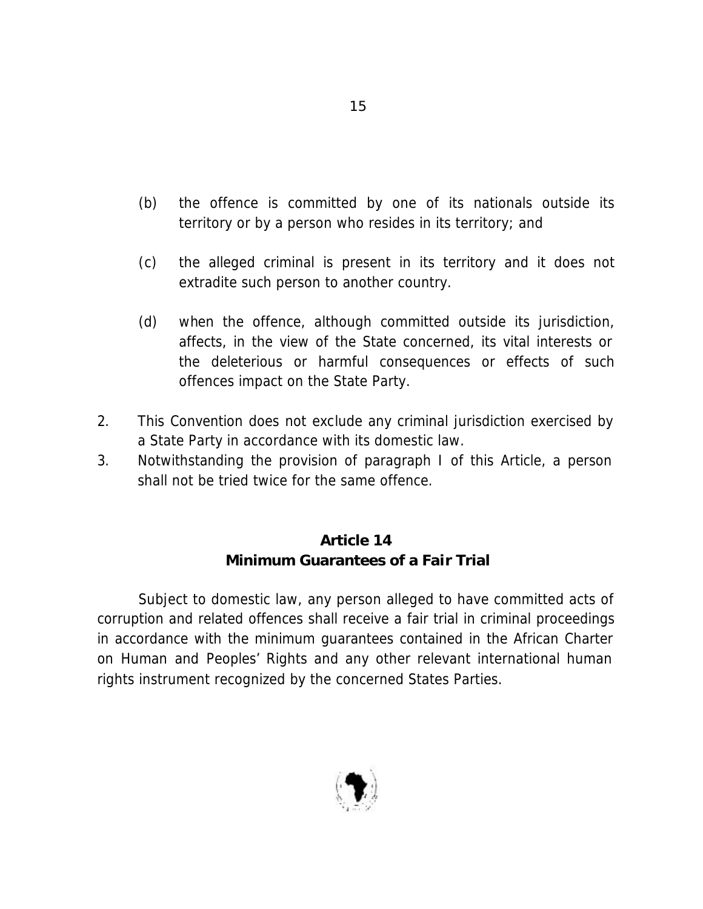(b) the offence is committed by one of its nationals outside its territory or by a person who resides in its territory; and

(c) the alleged criminal is present in its territory and it does not extradite such person to another country.

(d) when the offence, although committed outside its jurisdiction, affects, in the view of the State concerned, its vital interests or the deleterious or harmful consequences or effects of such offences impact on the State Party.

2. This Convention does not exclude any criminal jurisdiction exercised by a State Party in accordance with its domestic law.
3. Notwithstanding the provision of paragraph I of this Article, a person shall not be tried twice for the same offence.

## Article 14
## Minimum Guarantees of a Fair Trial

Subject to domestic law, any person alleged to have committed acts of corruption and related offences shall receive a fair trial in criminal proceedings in accordance with the minimum guarantees contained in the African Charter on Human and Peoples' Rights and any other relevant international human rights instrument recognized by the concerned States Parties.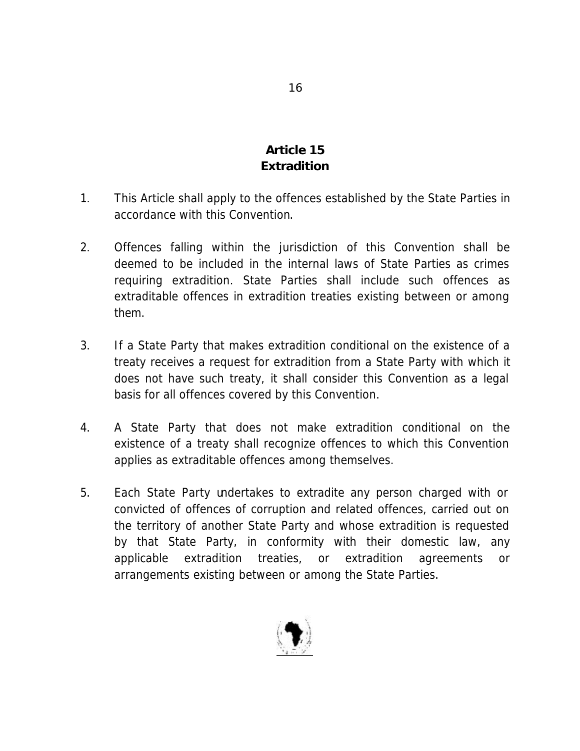## Article 15
## Extradition

1. This Article shall apply to the offences established by the State Parties in accordance with this Convention.

2. Offences falling within the jurisdiction of this Convention shall be deemed to be included in the internal laws of State Parties as crimes requiring extradition. State Parties shall include such offences as extraditable offences in extradition treaties existing between or among them.

3. If a State Party that makes extradition conditional on the existence of a treaty receives a request for extradition from a State Party with which it does not have such treaty, it shall consider this Convention as a legal basis for all offences covered by this Convention.

4. A State Party that does not make extradition conditional on the existence of a treaty shall recognize offences to which this Convention applies as extraditable offences among themselves.

5. Each State Party undertakes to extradite any person charged with or convicted of offences of corruption and related offences, carried out on the territory of another State Party and whose extradition is requested by that State Party, in conformity with their domestic law, any applicable extradition treaties, or extradition agreements or arrangements existing between or among the State Parties.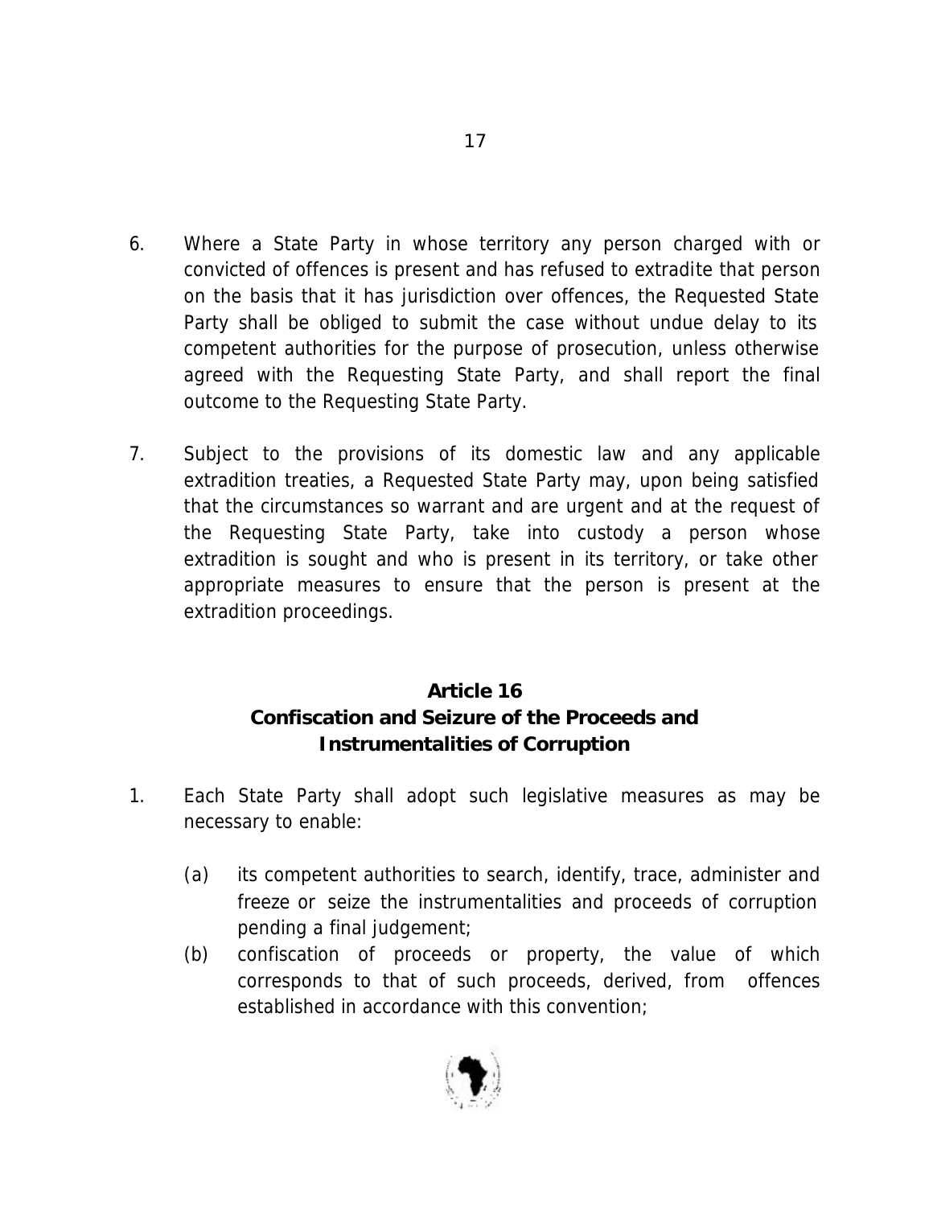6. Where a State Party in whose territory any person charged with or convicted of offences is present and has refused to extradite that person on the basis that it has jurisdiction over offences, the Requested State Party shall be obliged to submit the case without undue delay to its competent authorities for the purpose of prosecution, unless otherwise agreed with the Requesting State Party, and shall report the final outcome to the Requesting State Party.

7. Subject to the provisions of its domestic law and any applicable extradition treaties, a Requested State Party may, upon being satisfied that the circumstances so warrant and are urgent and at the request of the Requesting State Party, take into custody a person whose extradition is sought and who is present in its territory, or take other appropriate measures to ensure that the person is present at the extradition proceedings.

## Article 16
## Confiscation and Seizure of the Proceeds and Instrumentalities of Corruption

1. Each State Party shall adopt such legislative measures as may be necessary to enable:

   (a) its competent authorities to search, identify, trace, administer and freeze or seize the instrumentalities and proceeds of corruption pending a final judgement;

   (b) confiscation of proceeds or property, the value of which corresponds to that of such proceeds, derived, from offences established in accordance with this convention;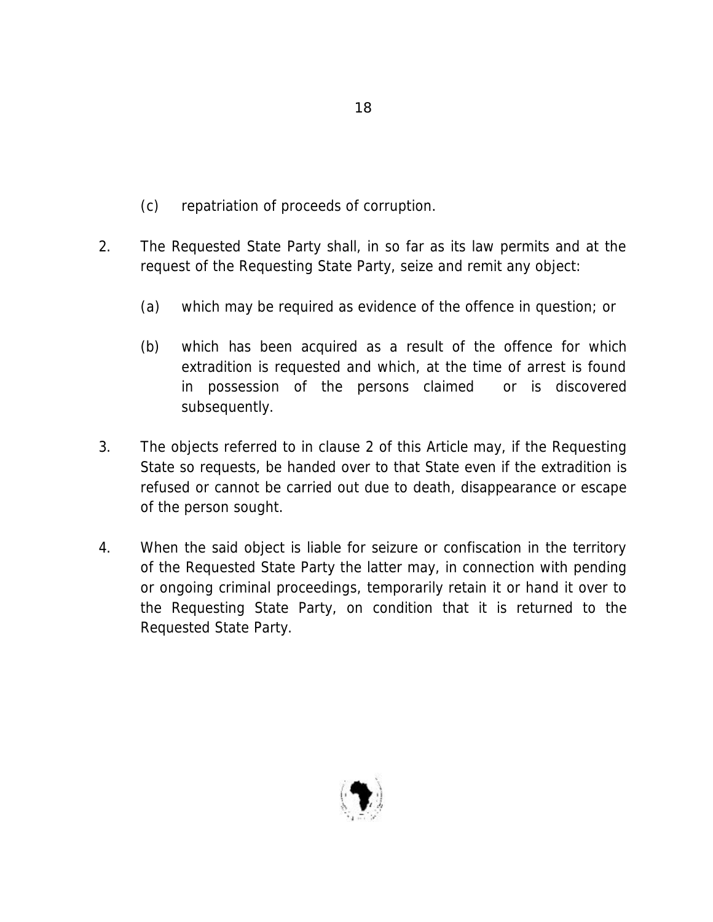(c) repatriation of proceeds of corruption.

2. The Requested State Party shall, in so far as its law permits and at the request of the Requesting State Party, seize and remit any object:

   (a) which may be required as evidence of the offence in question; or

   (b) which has been acquired as a result of the offence for which extradition is requested and which, at the time of arrest is found in possession of the persons claimed or is discovered subsequently.

3. The objects referred to in clause 2 of this Article may, if the Requesting State so requests, be handed over to that State even if the extradition is refused or cannot be carried out due to death, disappearance or escape of the person sought.

4. When the said object is liable for seizure or confiscation in the territory of the Requested State Party the latter may, in connection with pending or ongoing criminal proceedings, temporarily retain it or hand it over to the Requesting State Party, on condition that it is returned to the Requested State Party.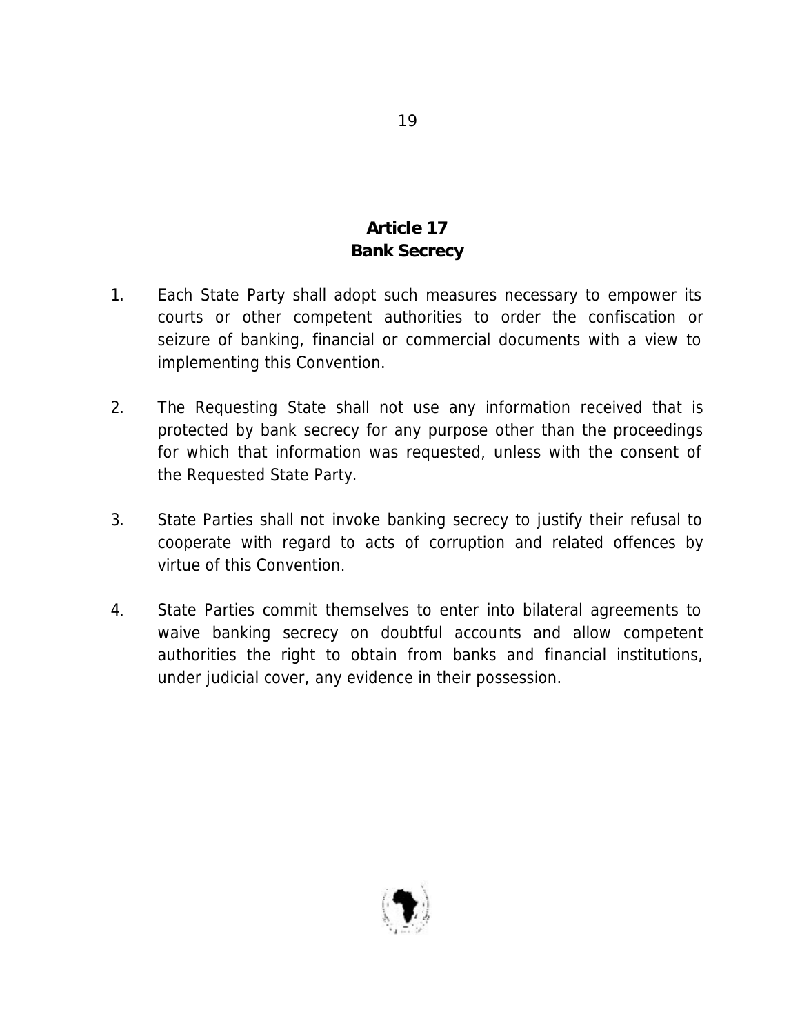## Article 17
## Bank Secrecy

1. Each State Party shall adopt such measures necessary to empower its courts or other competent authorities to order the confiscation or seizure of banking, financial or commercial documents with a view to implementing this Convention.

2. The Requesting State shall not use any information received that is protected by bank secrecy for any purpose other than the proceedings for which that information was requested, unless with the consent of the Requested State Party.

3. State Parties shall not invoke banking secrecy to justify their refusal to cooperate with regard to acts of corruption and related offences by virtue of this Convention.

4. State Parties commit themselves to enter into bilateral agreements to waive banking secrecy on doubtful accounts and allow competent authorities the right to obtain from banks and financial institutions, under judicial cover, any evidence in their possession.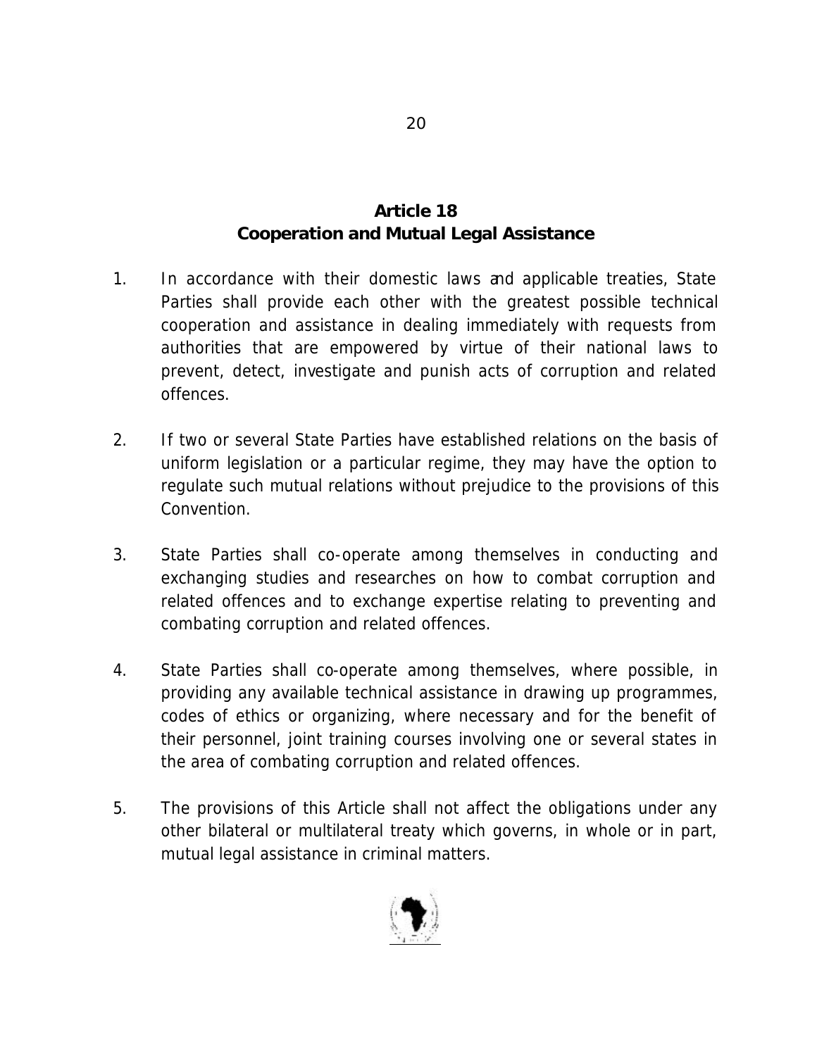## Article 18
## Cooperation and Mutual Legal Assistance

1. In accordance with their domestic laws and applicable treaties, State Parties shall provide each other with the greatest possible technical cooperation and assistance in dealing immediately with requests from authorities that are empowered by virtue of their national laws to prevent, detect, investigate and punish acts of corruption and related offences.

2. If two or several State Parties have established relations on the basis of uniform legislation or a particular regime, they may have the option to regulate such mutual relations without prejudice to the provisions of this Convention.

3. State Parties shall co-operate among themselves in conducting and exchanging studies and researches on how to combat corruption and related offences and to exchange expertise relating to preventing and combating corruption and related offences.

4. State Parties shall co-operate among themselves, where possible, in providing any available technical assistance in drawing up programmes, codes of ethics or organizing, where necessary and for the benefit of their personnel, joint training courses involving one or several states in the area of combating corruption and related offences.

5. The provisions of this Article shall not affect the obligations under any other bilateral or multilateral treaty which governs, in whole or in part, mutual legal assistance in criminal matters.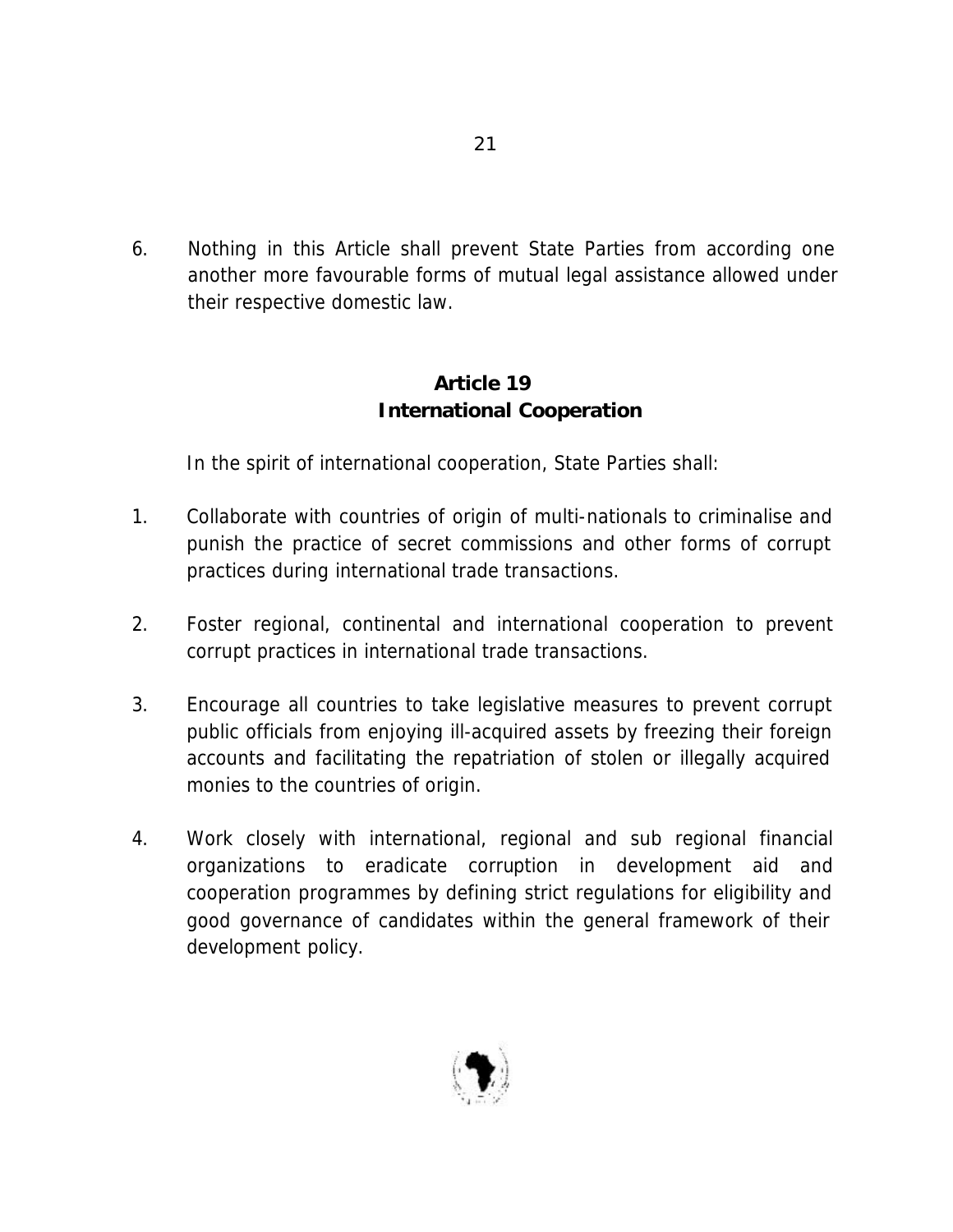6. Nothing in this Article shall prevent State Parties from according one another more favourable forms of mutual legal assistance allowed under their respective domestic law.

## Article 19
## International Cooperation

In the spirit of international cooperation, State Parties shall:

1. Collaborate with countries of origin of multi-nationals to criminalise and punish the practice of secret commissions and other forms of corrupt practices during international trade transactions.

2. Foster regional, continental and international cooperation to prevent corrupt practices in international trade transactions.

3. Encourage all countries to take legislative measures to prevent corrupt public officials from enjoying ill-acquired assets by freezing their foreign accounts and facilitating the repatriation of stolen or illegally acquired monies to the countries of origin.

4. Work closely with international, regional and sub regional financial organizations to eradicate corruption in development aid and cooperation programmes by defining strict regulations for eligibility and good governance of candidates within the general framework of their development policy.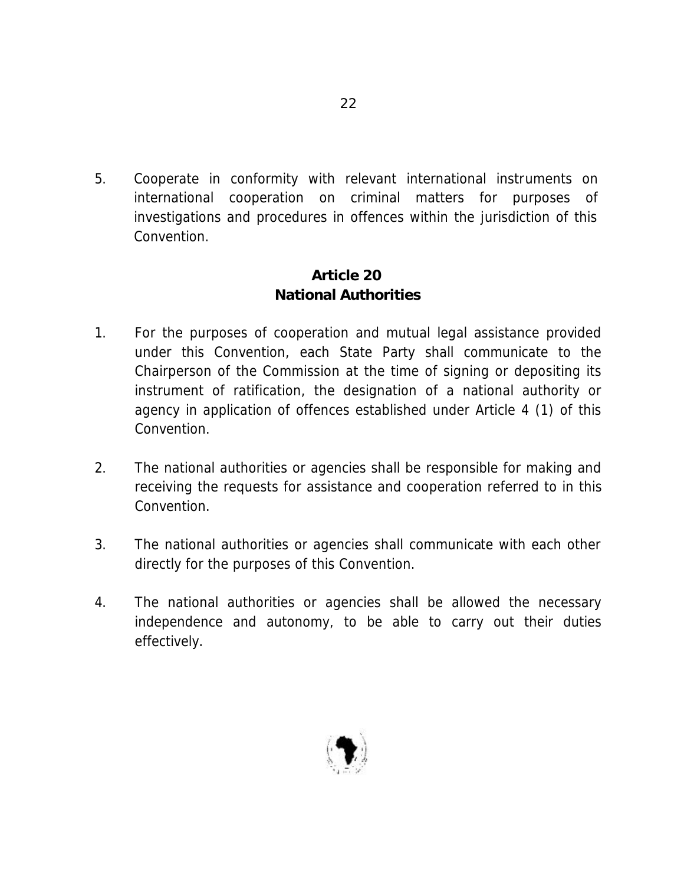5. Cooperate in conformity with relevant international instruments on international cooperation on criminal matters for purposes of investigations and procedures in offences within the jurisdiction of this Convention.

## Article 20
## National Authorities

1. For the purposes of cooperation and mutual legal assistance provided under this Convention, each State Party shall communicate to the Chairperson of the Commission at the time of signing or depositing its instrument of ratification, the designation of a national authority or agency in application of offences established under Article 4 (1) of this Convention.

2. The national authorities or agencies shall be responsible for making and receiving the requests for assistance and cooperation referred to in this Convention.

3. The national authorities or agencies shall communicate with each other directly for the purposes of this Convention.

4. The national authorities or agencies shall be allowed the necessary independence and autonomy, to be able to carry out their duties effectively.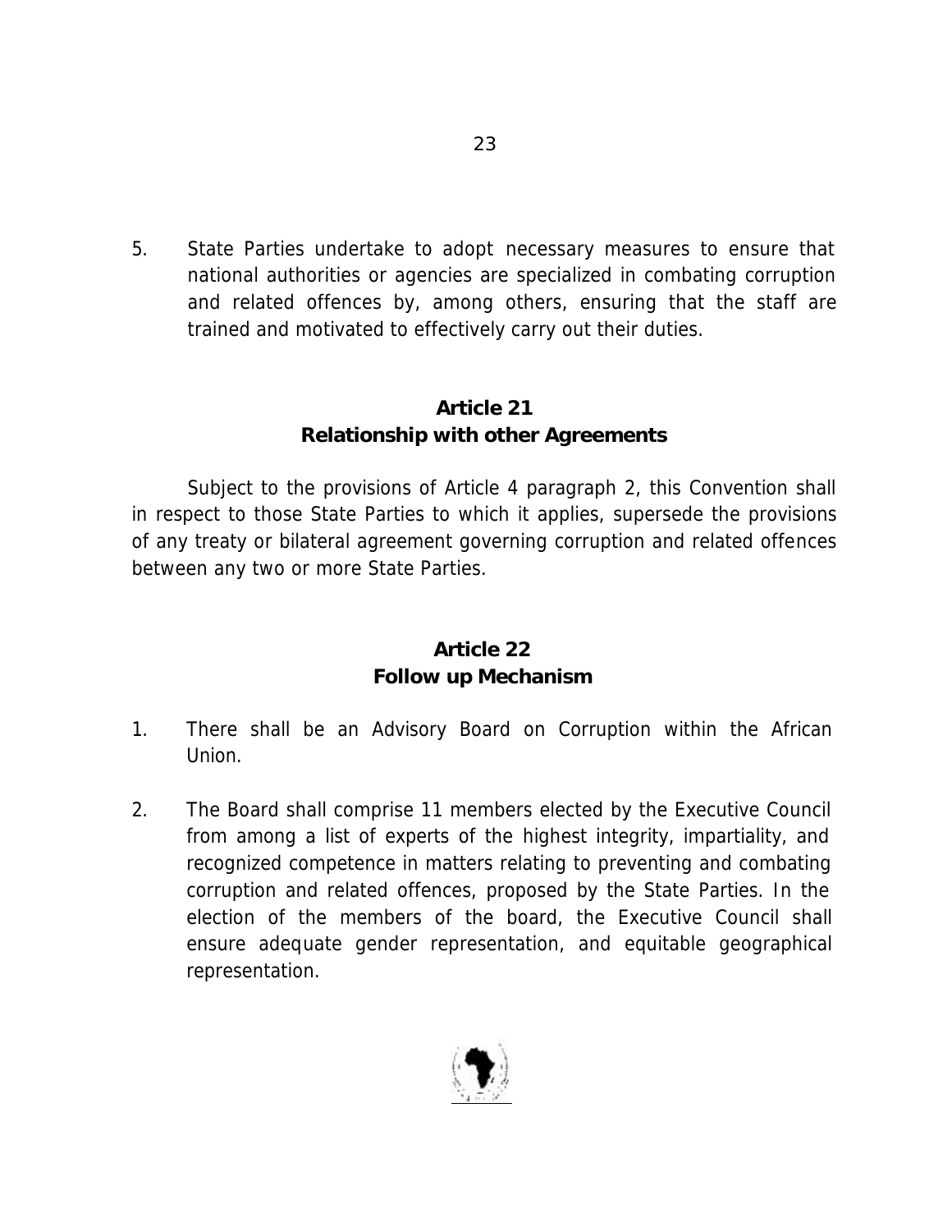5. State Parties undertake to adopt necessary measures to ensure that national authorities or agencies are specialized in combating corruption and related offences by, among others, ensuring that the staff are trained and motivated to effectively carry out their duties.

## Article 21
## Relationship with other Agreements

Subject to the provisions of Article 4 paragraph 2, this Convention shall in respect to those State Parties to which it applies, supersede the provisions of any treaty or bilateral agreement governing corruption and related offences between any two or more State Parties.

## Article 22
## Follow up Mechanism

1. There shall be an Advisory Board on Corruption within the African Union.

2. The Board shall comprise 11 members elected by the Executive Council from among a list of experts of the highest integrity, impartiality, and recognized competence in matters relating to preventing and combating corruption and related offences, proposed by the State Parties. In the election of the members of the board, the Executive Council shall ensure adequate gender representation, and equitable geographical representation.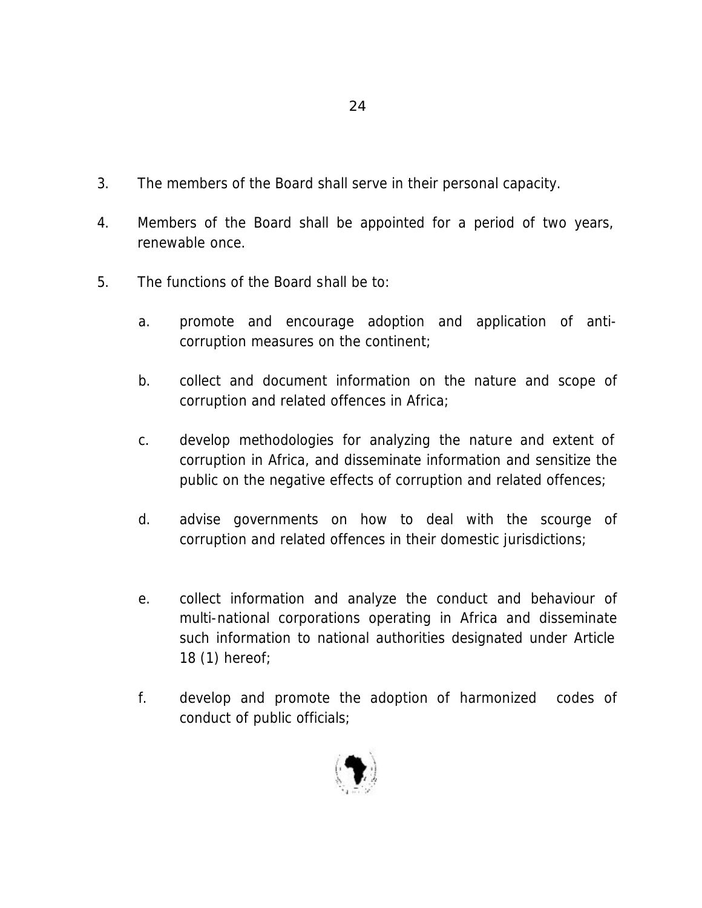3. The members of the Board shall serve in their personal capacity.

4. Members of the Board shall be appointed for a period of two years, renewable once.

5. The functions of the Board shall be to:

   a. promote and encourage adoption and application of anti-corruption measures on the continent;

   b. collect and document information on the nature and scope of corruption and related offences in Africa;

   c. develop methodologies for analyzing the nature and extent of corruption in Africa, and disseminate information and sensitize the public on the negative effects of corruption and related offences;

   d. advise governments on how to deal with the scourge of corruption and related offences in their domestic jurisdictions;

   e. collect information and analyze the conduct and behaviour of multi-national corporations operating in Africa and disseminate such information to national authorities designated under Article 18 (1) hereof;

   f. develop and promote the adoption of harmonized codes of conduct of public officials;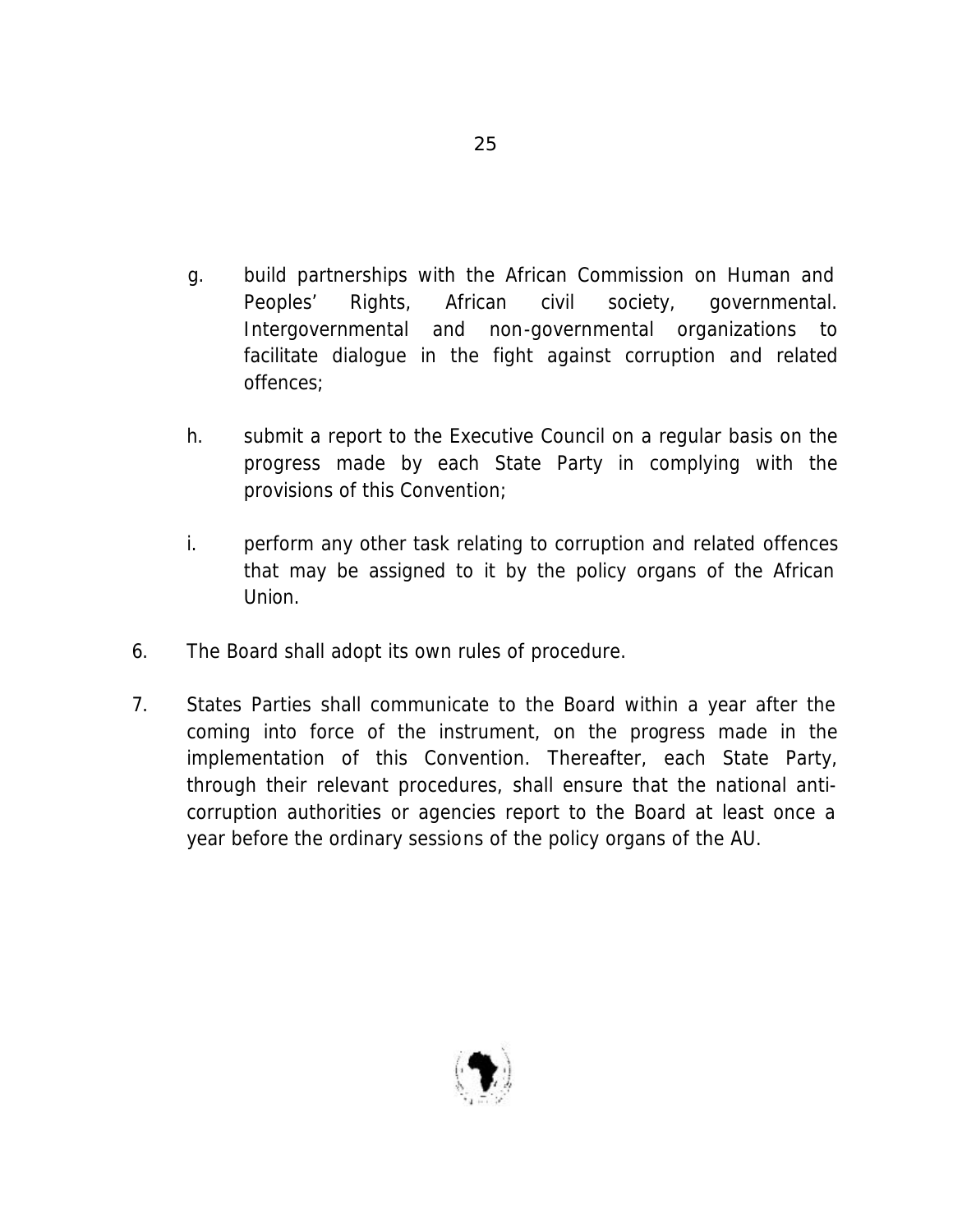g. build partnerships with the African Commission on Human and Peoples' Rights, African civil society, governmental. Intergovernmental and non-governmental organizations to facilitate dialogue in the fight against corruption and related offences;

h. submit a report to the Executive Council on a regular basis on the progress made by each State Party in complying with the provisions of this Convention;

i. perform any other task relating to corruption and related offences that may be assigned to it by the policy organs of the African Union.

6. The Board shall adopt its own rules of procedure.

7. States Parties shall communicate to the Board within a year after the coming into force of the instrument, on the progress made in the implementation of this Convention. Thereafter, each State Party, through their relevant procedures, shall ensure that the national anti-corruption authorities or agencies report to the Board at least once a year before the ordinary sessions of the policy organs of the AU.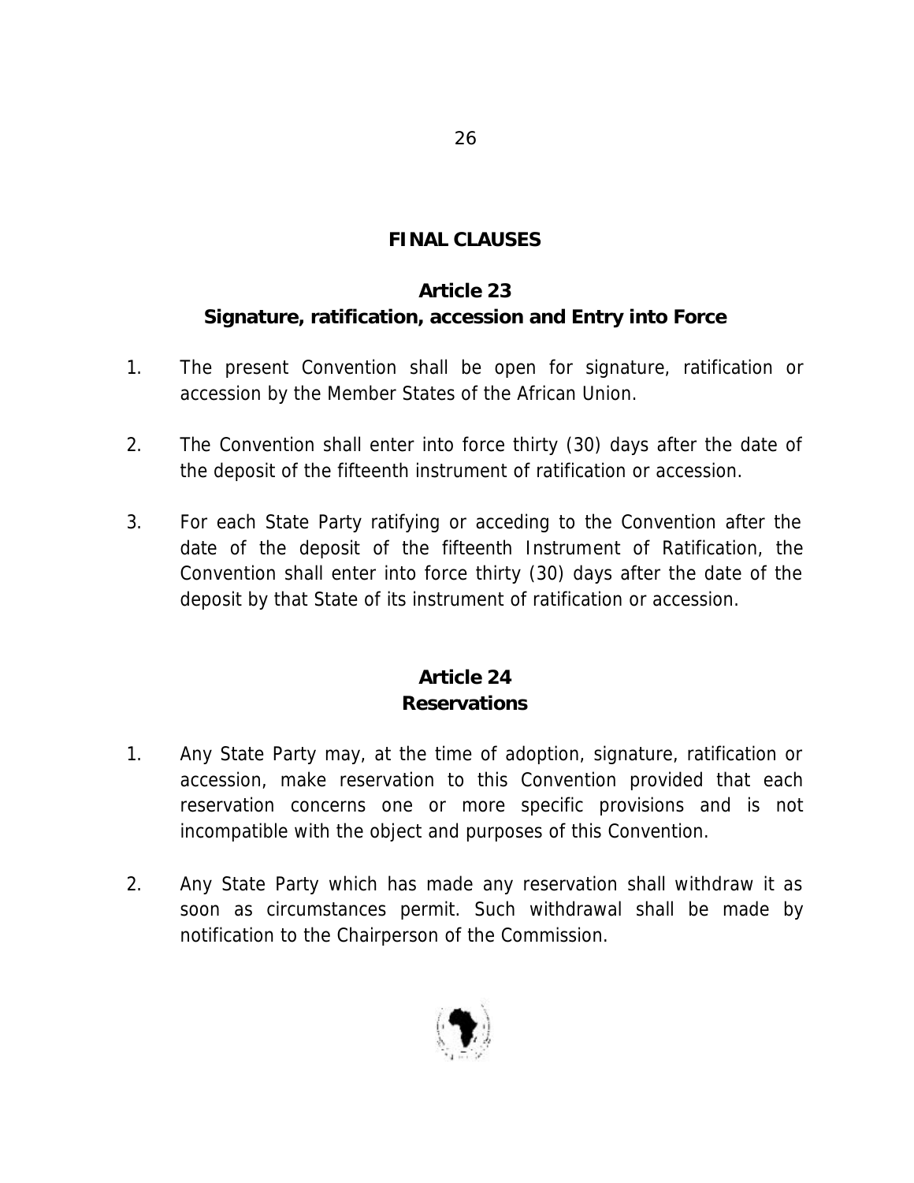## FINAL CLAUSES

### Article 23
### Signature, ratification, accession and Entry into Force

1. The present Convention shall be open for signature, ratification or accession by the Member States of the African Union.

2. The Convention shall enter into force thirty (30) days after the date of the deposit of the fifteenth instrument of ratification or accession.

3. For each State Party ratifying or acceding to the Convention after the date of the deposit of the fifteenth Instrument of Ratification, the Convention shall enter into force thirty (30) days after the date of the deposit by that State of its instrument of ratification or accession.

### Article 24
### Reservations

1. Any State Party may, at the time of adoption, signature, ratification or accession, make reservation to this Convention provided that each reservation concerns one or more specific provisions and is not incompatible with the object and purposes of this Convention.

2. Any State Party which has made any reservation shall withdraw it as soon as circumstances permit. Such withdrawal shall be made by notification to the Chairperson of the Commission.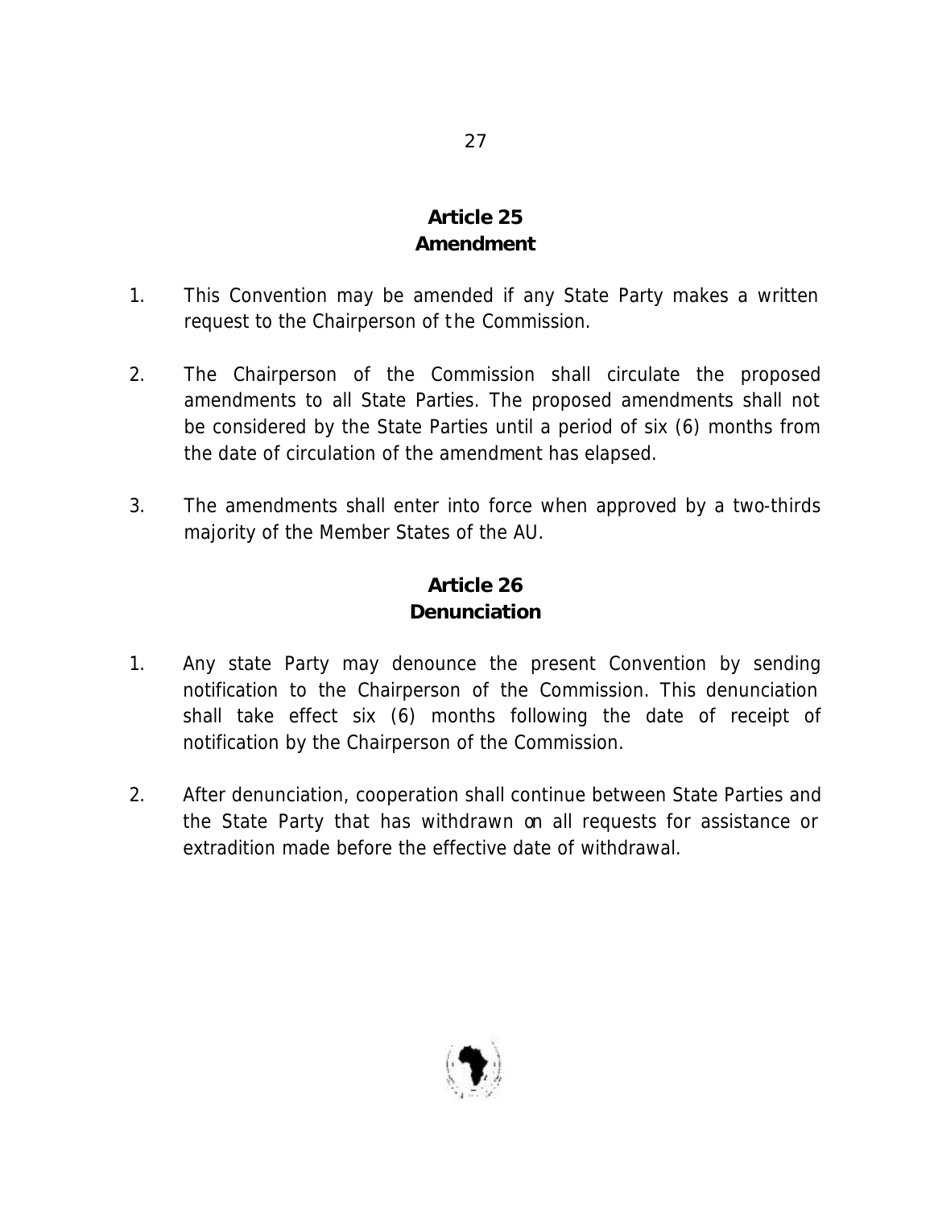## Article 25
## Amendment

1. This Convention may be amended if any State Party makes a written request to the Chairperson of the Commission.

2. The Chairperson of the Commission shall circulate the proposed amendments to all State Parties. The proposed amendments shall not be considered by the State Parties until a period of six (6) months from the date of circulation of the amendment has elapsed.

3. The amendments shall enter into force when approved by a two-thirds majority of the Member States of the AU.

## Article 26
## Denunciation

1. Any state Party may denounce the present Convention by sending notification to the Chairperson of the Commission. This denunciation shall take effect six (6) months following the date of receipt of notification by the Chairperson of the Commission.

2. After denunciation, cooperation shall continue between State Parties and the State Party that has withdrawn on all requests for assistance or extradition made before the effective date of withdrawal.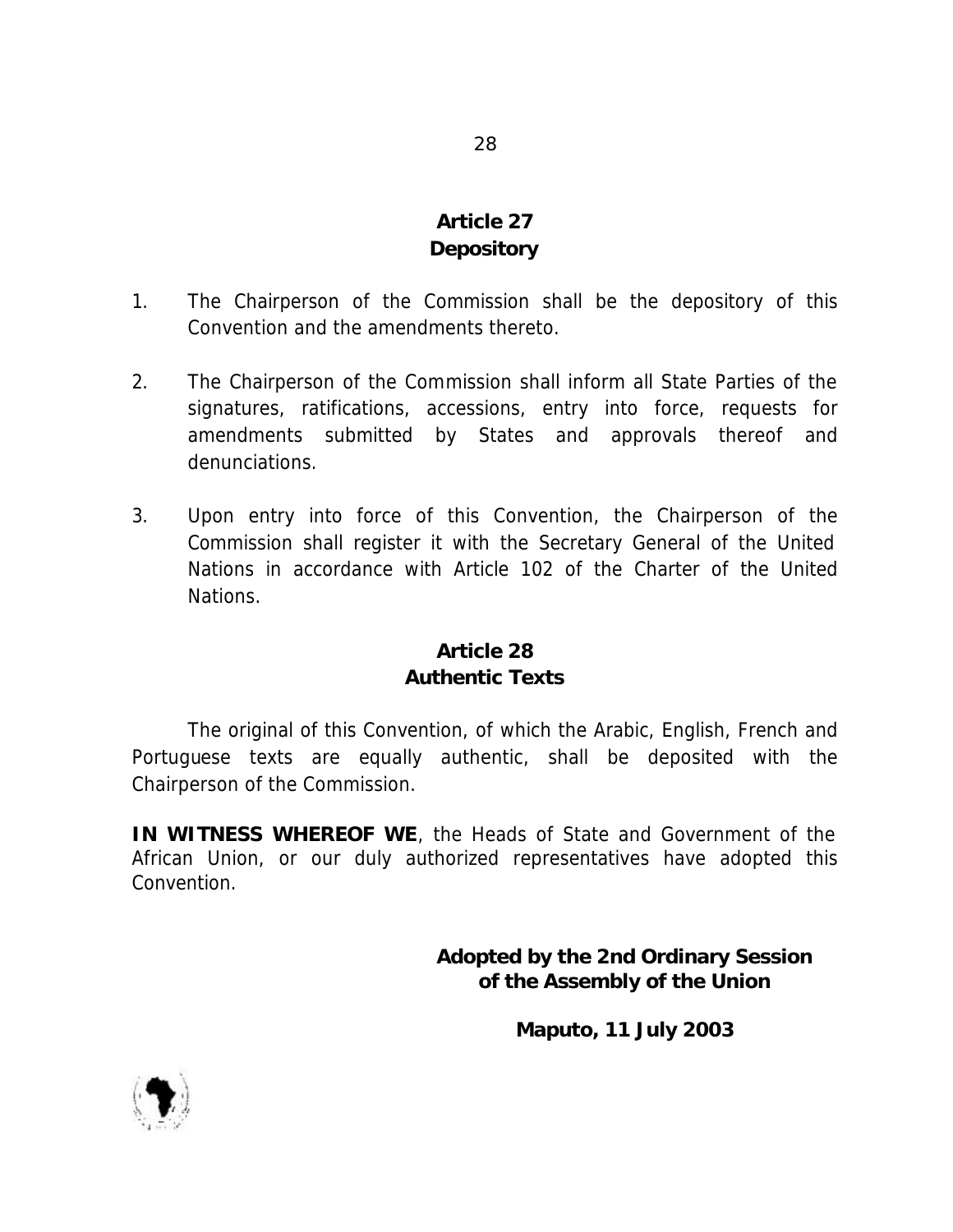## Article 27
## Depository

1. The Chairperson of the Commission shall be the depository of this Convention and the amendments thereto.

2. The Chairperson of the Commission shall inform all State Parties of the signatures, ratifications, accessions, entry into force, requests for amendments submitted by States and approvals thereof and denunciations.

3. Upon entry into force of this Convention, the Chairperson of the Commission shall register it with the Secretary General of the United Nations in accordance with Article 102 of the Charter of the United Nations.

## Article 28
## Authentic Texts

The original of this Convention, of which the Arabic, English, French and Portuguese texts are equally authentic, shall be deposited with the Chairperson of the Commission.

**IN WITNESS WHEREOF WE**, the Heads of State and Government of the African Union, or our duly authorized representatives have adopted this Convention.

**Adopted by the 2nd Ordinary Session of the Assembly of the Union**

**Maputo, 11 July 2003**